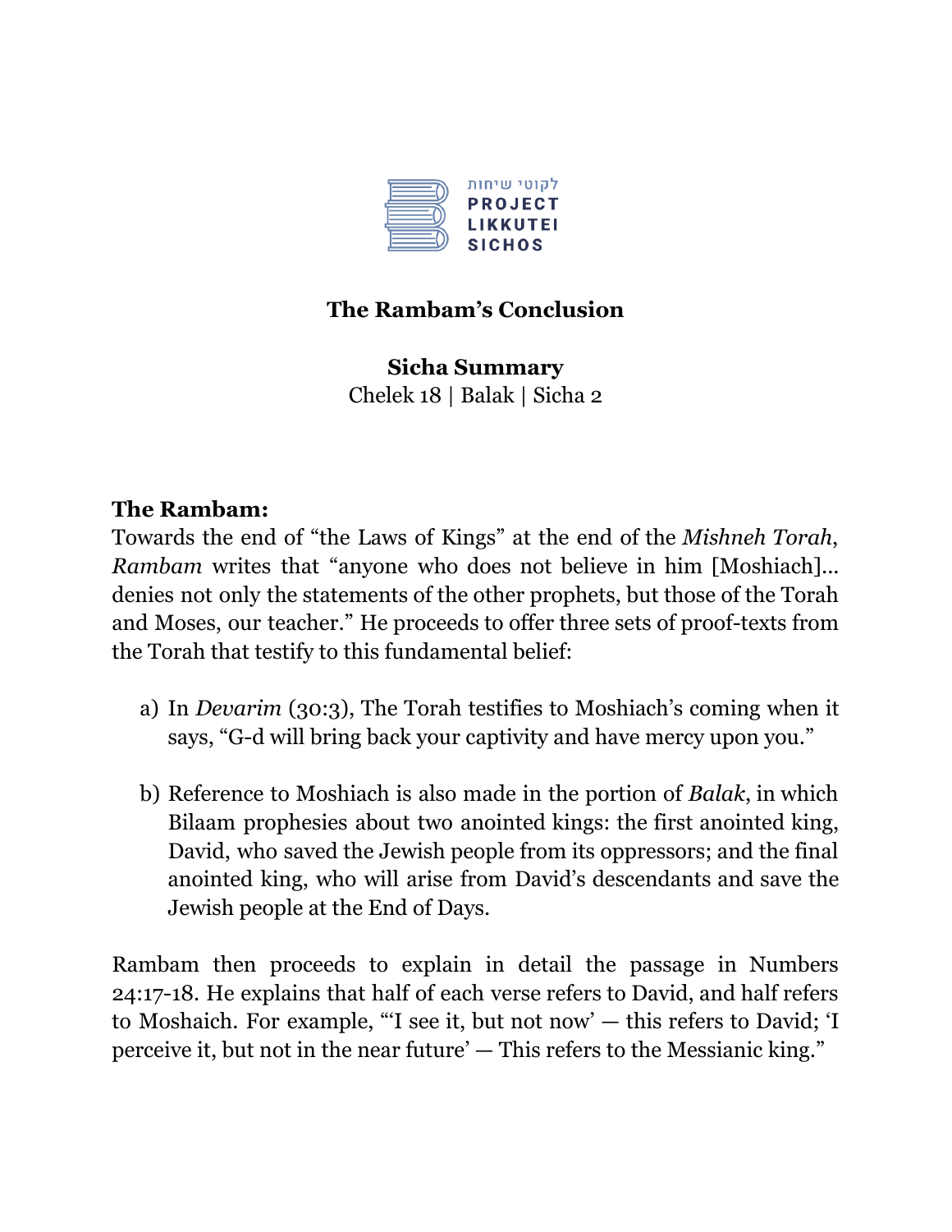לקוטי שיחות
**PROJECT LIKKUTEI SICHOS**

## The Rambam's Conclusion

**Sicha Summary**
Chelek 18 | Balak | Sicha 2

**The Rambam:**
Towards the end of "the Laws of Kings" at the end of the *Mishneh Torah*, *Rambam* writes that "anyone who does not believe in him [Moshiach]… denies not only the statements of the other prophets, but those of the Torah and Moses, our teacher." He proceeds to offer three sets of proof-texts from the Torah that testify to this fundamental belief:

a) In *Devarim* (30:3), The Torah testifies to Moshiach's coming when it says, "G-d will bring back your captivity and have mercy upon you."

b) Reference to Moshiach is also made in the portion of *Balak*, in which Bilaam prophesies about two anointed kings: the first anointed king, David, who saved the Jewish people from its oppressors; and the final anointed king, who will arise from David's descendants and save the Jewish people at the End of Days.

Rambam then proceeds to explain in detail the passage in Numbers 24:17-18. He explains that half of each verse refers to David, and half refers to Moshaich. For example, "'I see it, but not now' — this refers to David; 'I perceive it, but not in the near future' — This refers to the Messianic king."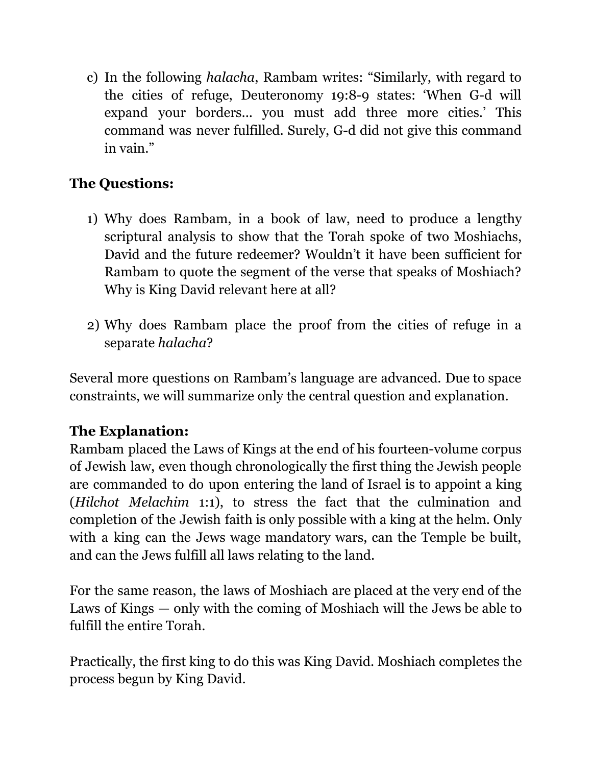c) In the following *halacha*, Rambam writes: “Similarly, with regard to the cities of refuge, Deuteronomy 19:8-9 states: ‘When G-d will expand your borders… you must add three more cities.’ This command was never fulfilled. Surely, G-d did not give this command in vain.”

**The Questions:**

1) Why does Rambam, in a book of law, need to produce a lengthy scriptural analysis to show that the Torah spoke of two Moshiachs, David and the future redeemer? Wouldn’t it have been sufficient for Rambam to quote the segment of the verse that speaks of Moshiach? Why is King David relevant here at all?

2) Why does Rambam place the proof from the cities of refuge in a separate *halacha*?

Several more questions on Rambam’s language are advanced. Due to space constraints, we will summarize only the central question and explanation.

**The Explanation:**

Rambam placed the Laws of Kings at the end of his fourteen-volume corpus of Jewish law, even though chronologically the first thing the Jewish people are commanded to do upon entering the land of Israel is to appoint a king (*Hilchot Melachim* 1:1), to stress the fact that the culmination and completion of the Jewish faith is only possible with a king at the helm. Only with a king can the Jews wage mandatory wars, can the Temple be built, and can the Jews fulfill all laws relating to the land.

For the same reason, the laws of Moshiach are placed at the very end of the Laws of Kings — only with the coming of Moshiach will the Jews be able to fulfill the entire Torah.

Practically, the first king to do this was King David. Moshiach completes the process begun by King David.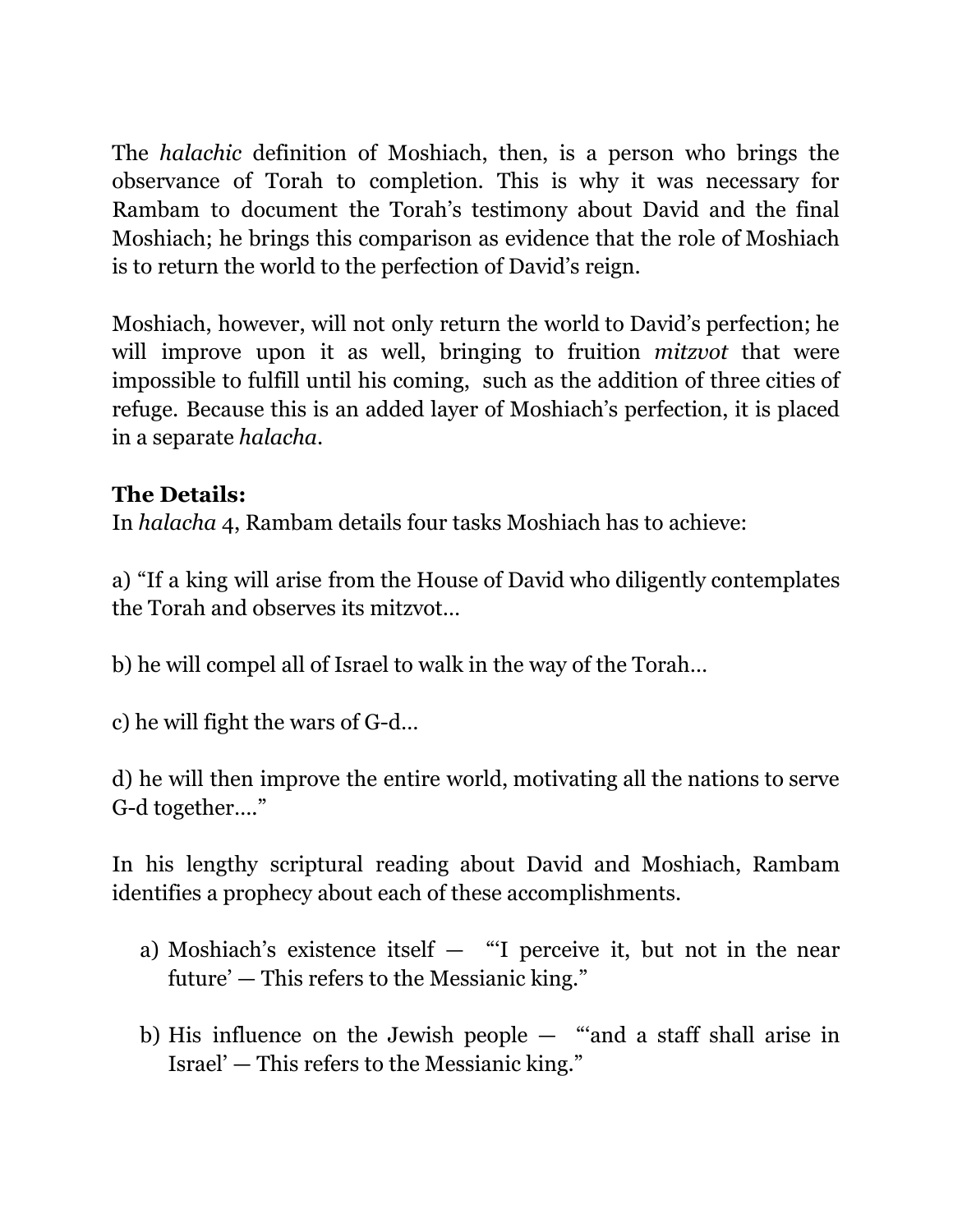The *halachic* definition of Moshiach, then, is a person who brings the observance of Torah to completion. This is why it was necessary for Rambam to document the Torah's testimony about David and the final Moshiach; he brings this comparison as evidence that the role of Moshiach is to return the world to the perfection of David's reign.

Moshiach, however, will not only return the world to David's perfection; he will improve upon it as well, bringing to fruition *mitzvot* that were impossible to fulfill until his coming, such as the addition of three cities of refuge. Because this is an added layer of Moshiach's perfection, it is placed in a separate *halacha*.

**The Details:**
In *halacha* 4, Rambam details four tasks Moshiach has to achieve:

a) "If a king will arise from the House of David who diligently contemplates the Torah and observes its mitzvot…

b) he will compel all of Israel to walk in the way of the Torah…

c) he will fight the wars of G-d…

d) he will then improve the entire world, motivating all the nations to serve G-d together…."

In his lengthy scriptural reading about David and Moshiach, Rambam identifies a prophecy about each of these accomplishments.

a) Moshiach's existence itself — "'I perceive it, but not in the near future' — This refers to the Messianic king."

b) His influence on the Jewish people — "'and a staff shall arise in Israel' — This refers to the Messianic king."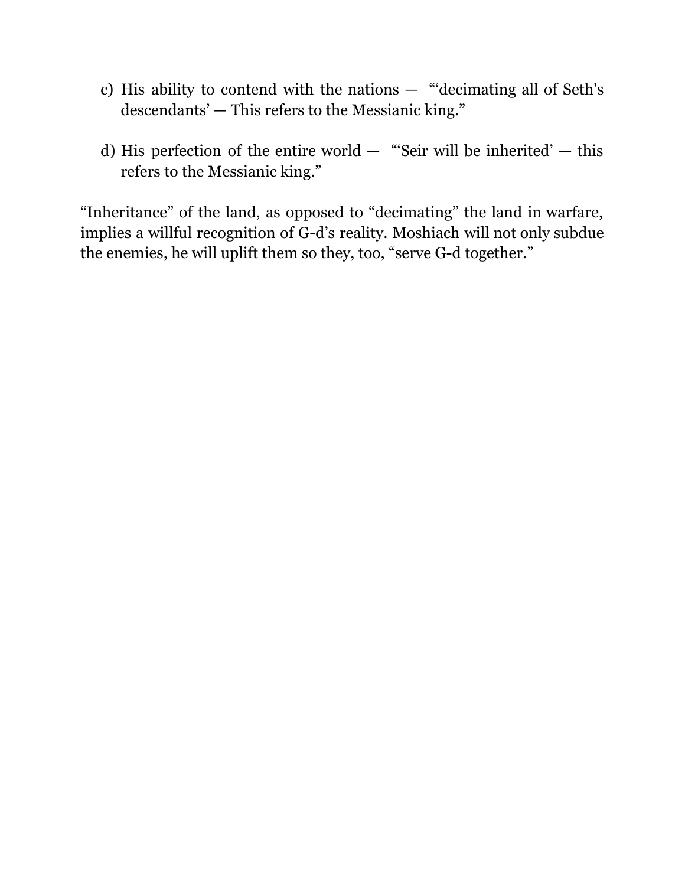c) His ability to contend with the nations — "'decimating all of Seth's descendants' — This refers to the Messianic king."

d) His perfection of the entire world — "'Seir will be inherited' — this refers to the Messianic king."

"Inheritance" of the land, as opposed to "decimating" the land in warfare, implies a willful recognition of G-d's reality. Moshiach will not only subdue the enemies, he will uplift them so they, too, "serve G-d together."